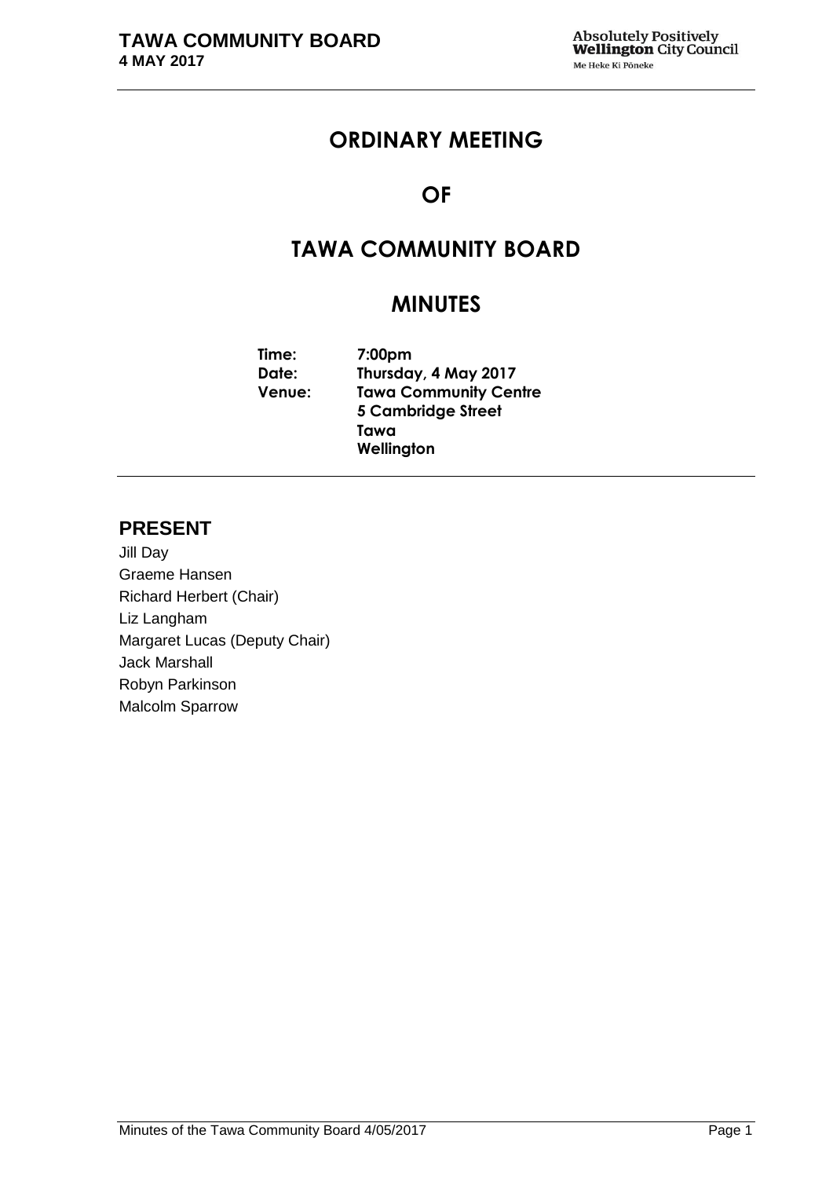# ORDINARY MEETING

# OF

# TAWA COMMUNITY BOARD

# MINUTES

**Time:** 7:00pm
**Date:** Thursday, 4 May 2017
**Venue:** Tawa Community Centre
5 Cambridge Street
Tawa
Wellington

## PRESENT

Jill Day
Graeme Hansen
Richard Herbert (Chair)
Liz Langham
Margaret Lucas (Deputy Chair)
Jack Marshall
Robyn Parkinson
Malcolm Sparrow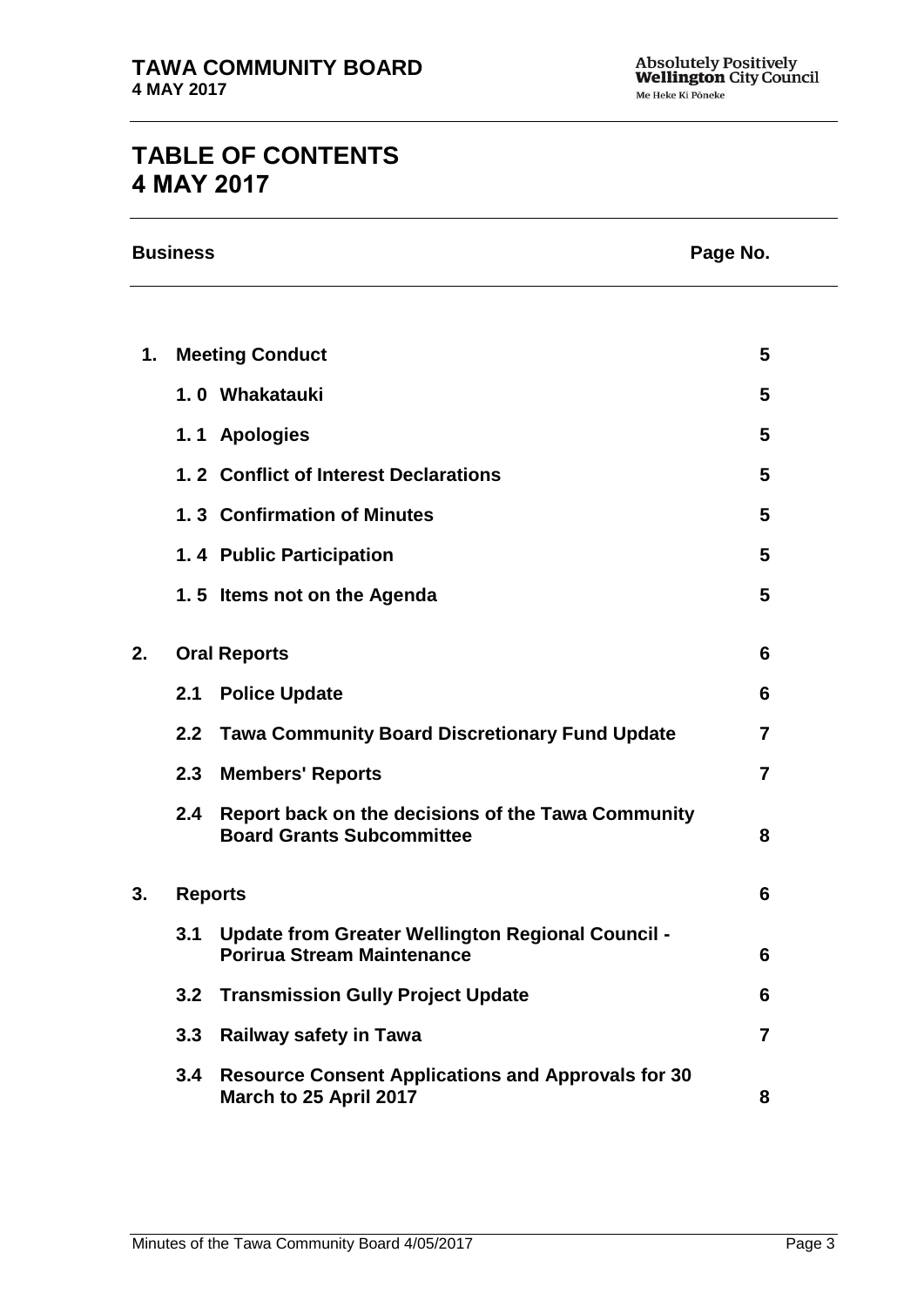# TABLE OF CONTENTS
# 4 MAY 2017

| Business | | | Page No. |
|---|---|---|---|
| **1.** | **Meeting Conduct** | | **5** |
| | **1. 0** | **Whakatauki** | **5** |
| | **1. 1** | **Apologies** | **5** |
| | **1. 2** | **Conflict of Interest Declarations** | **5** |
| | **1. 3** | **Confirmation of Minutes** | **5** |
| | **1. 4** | **Public Participation** | **5** |
| | **1. 5** | **Items not on the Agenda** | **5** |
| **2.** | **Oral Reports** | | **6** |
| | **2.1** | **Police Update** | **6** |
| | **2.2** | **Tawa Community Board Discretionary Fund Update** | **7** |
| | **2.3** | **Members' Reports** | **7** |
| | **2.4** | **Report back on the decisions of the Tawa Community Board Grants Subcommittee** | **8** |
| **3.** | **Reports** | | **6** |
| | **3.1** | **Update from Greater Wellington Regional Council - Porirua Stream Maintenance** | **6** |
| | **3.2** | **Transmission Gully Project Update** | **6** |
| | **3.3** | **Railway safety in Tawa** | **7** |
| | **3.4** | **Resource Consent Applications and Approvals for 30 March to 25 April 2017** | **8** |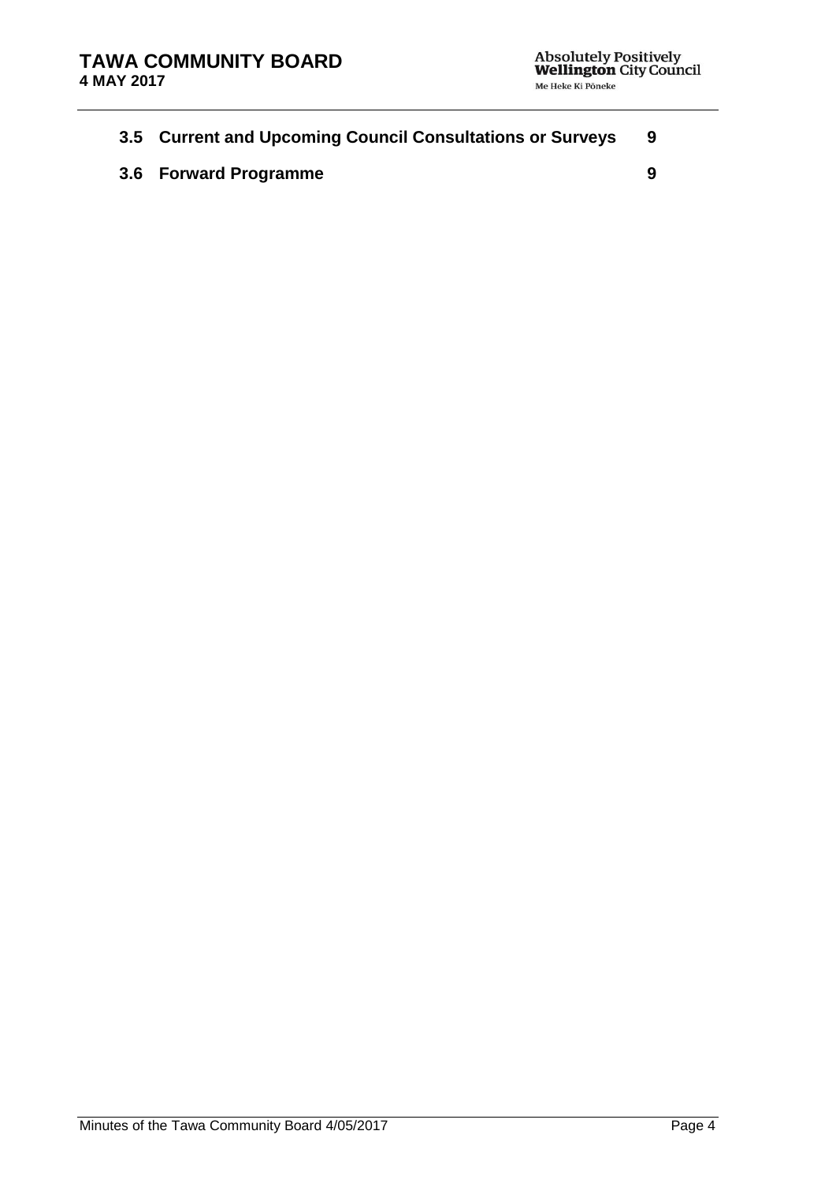**3.5 Current and Upcoming Council Consultations or Surveys 9**

**3.6 Forward Programme 9**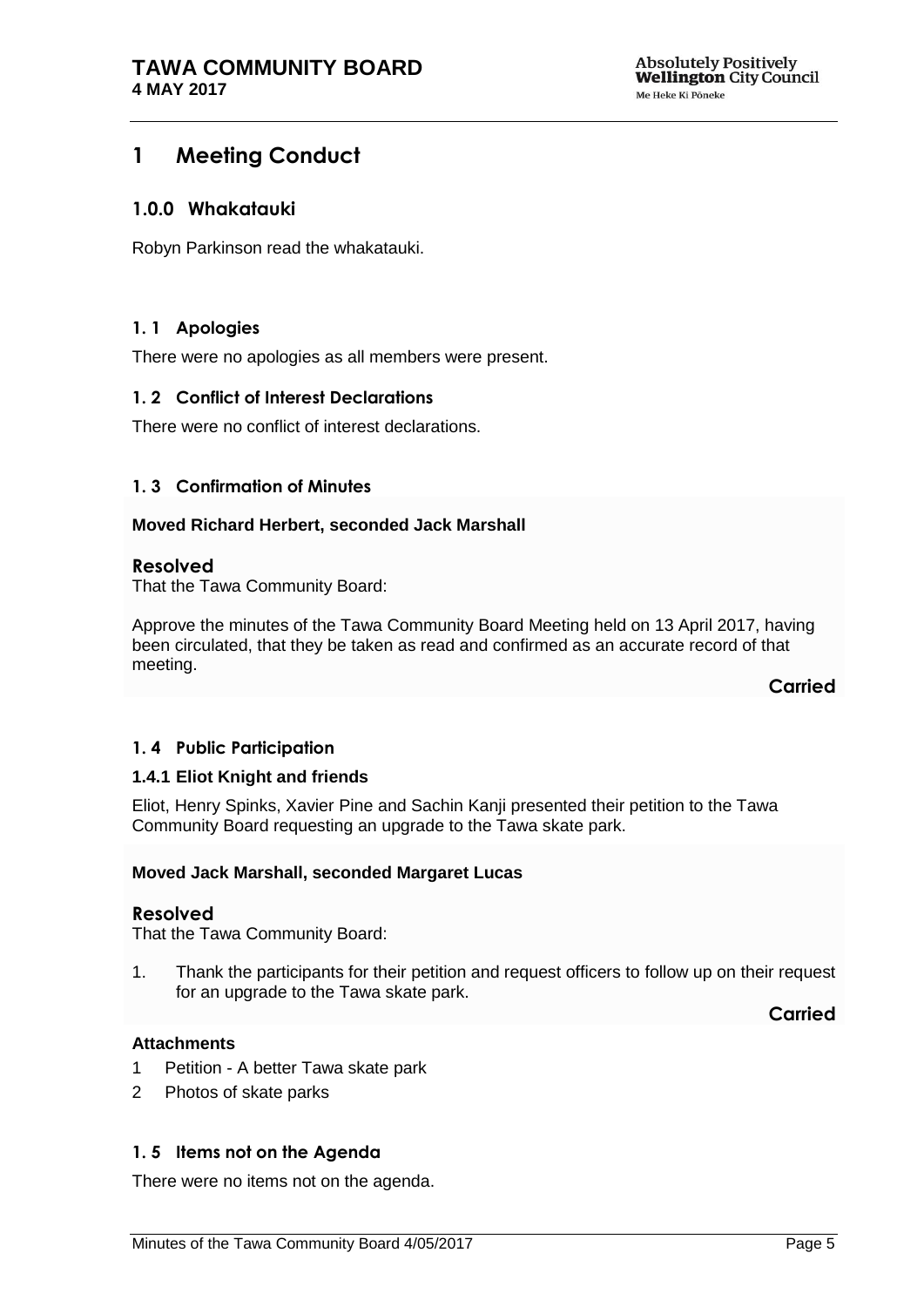# 1 Meeting Conduct

## 1.0.0 Whakatauki

Robyn Parkinson read the whakatauki.

### 1. 1 Apologies

There were no apologies as all members were present.

### 1. 2 Conflict of Interest Declarations

There were no conflict of interest declarations.

### 1. 3 Confirmation of Minutes

**Moved Richard Herbert, seconded Jack Marshall**

**Resolved**

That the Tawa Community Board:

Approve the minutes of the Tawa Community Board Meeting held on 13 April 2017, having been circulated, that they be taken as read and confirmed as an accurate record of that meeting.

**Carried**

### 1. 4 Public Participation

#### 1.4.1 Eliot Knight and friends

Eliot, Henry Spinks, Xavier Pine and Sachin Kanji presented their petition to the Tawa Community Board requesting an upgrade to the Tawa skate park.

**Moved Jack Marshall, seconded Margaret Lucas**

**Resolved**

That the Tawa Community Board:

1. Thank the participants for their petition and request officers to follow up on their request for an upgrade to the Tawa skate park.

**Carried**

**Attachments**

1 Petition - A better Tawa skate park

2 Photos of skate parks

### 1. 5 Items not on the Agenda

There were no items not on the agenda.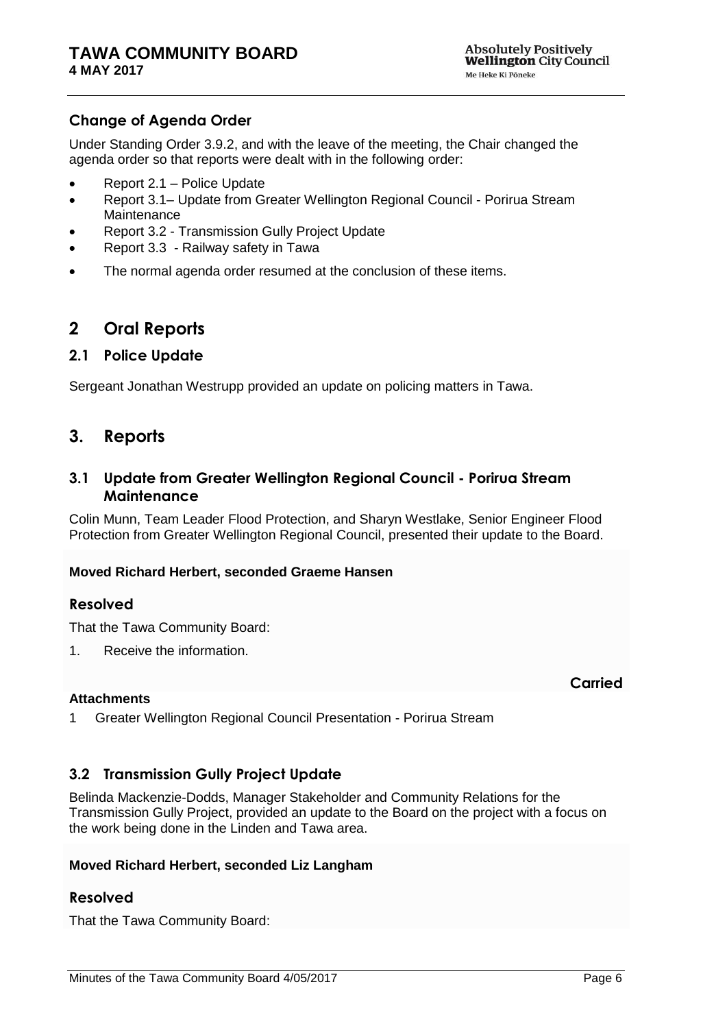### Change of Agenda Order

Under Standing Order 3.9.2, and with the leave of the meeting, the Chair changed the agenda order so that reports were dealt with in the following order:

- Report 2.1 – Police Update
- Report 3.1– Update from Greater Wellington Regional Council - Porirua Stream Maintenance
- Report 3.2 - Transmission Gully Project Update
- Report 3.3 - Railway safety in Tawa
- The normal agenda order resumed at the conclusion of these items.

## 2 Oral Reports

### 2.1 Police Update

Sergeant Jonathan Westrupp provided an update on policing matters in Tawa.

## 3. Reports

### 3.1 Update from Greater Wellington Regional Council - Porirua Stream Maintenance

Colin Munn, Team Leader Flood Protection, and Sharyn Westlake, Senior Engineer Flood Protection from Greater Wellington Regional Council, presented their update to the Board.

**Moved Richard Herbert, seconded Graeme Hansen**

### Resolved

That the Tawa Community Board:

1. Receive the information.

**Carried**

**Attachments**

1 Greater Wellington Regional Council Presentation - Porirua Stream

### 3.2 Transmission Gully Project Update

Belinda Mackenzie-Dodds, Manager Stakeholder and Community Relations for the Transmission Gully Project, provided an update to the Board on the project with a focus on the work being done in the Linden and Tawa area.

**Moved Richard Herbert, seconded Liz Langham**

### Resolved

That the Tawa Community Board: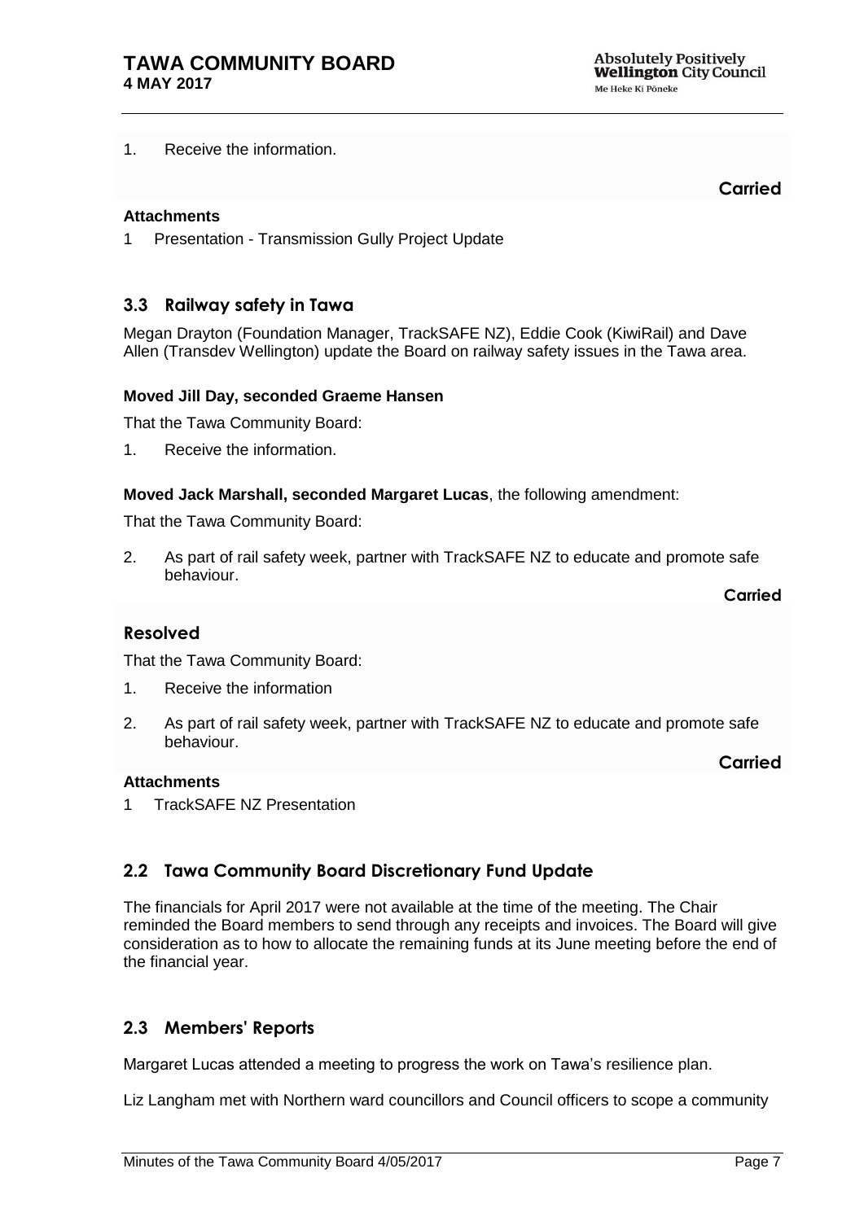1. Receive the information.

**Carried**

**Attachments**

1 Presentation - Transmission Gully Project Update

## 3.3 Railway safety in Tawa

Megan Drayton (Foundation Manager, TrackSAFE NZ), Eddie Cook (KiwiRail) and Dave Allen (Transdev Wellington) update the Board on railway safety issues in the Tawa area.

**Moved Jill Day, seconded Graeme Hansen**

That the Tawa Community Board:

1. Receive the information.

**Moved Jack Marshall, seconded Margaret Lucas**, the following amendment:

That the Tawa Community Board:

2. As part of rail safety week, partner with TrackSAFE NZ to educate and promote safe behaviour.

**Carried**

### Resolved

That the Tawa Community Board:

1. Receive the information
2. As part of rail safety week, partner with TrackSAFE NZ to educate and promote safe behaviour.

**Carried**

**Attachments**

1 TrackSAFE NZ Presentation

## 2.2 Tawa Community Board Discretionary Fund Update

The financials for April 2017 were not available at the time of the meeting. The Chair reminded the Board members to send through any receipts and invoices. The Board will give consideration as to how to allocate the remaining funds at its June meeting before the end of the financial year.

## 2.3 Members' Reports

Margaret Lucas attended a meeting to progress the work on Tawa's resilience plan.

Liz Langham met with Northern ward councillors and Council officers to scope a community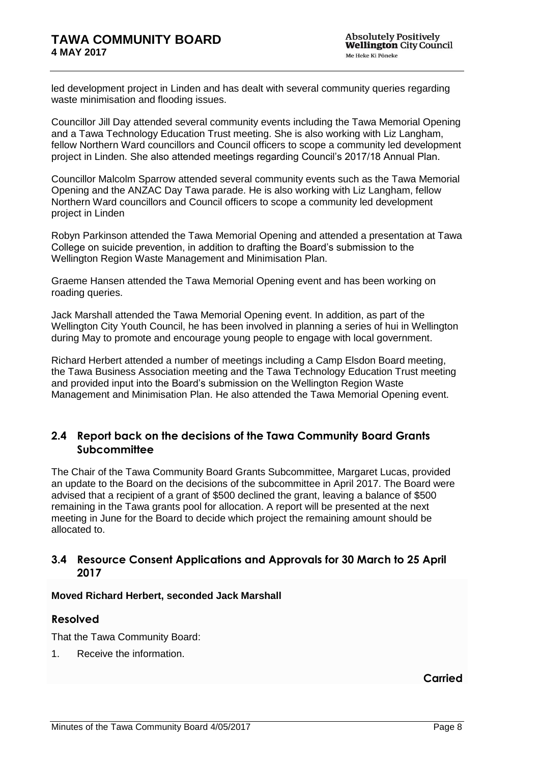led development project in Linden and has dealt with several community queries regarding waste minimisation and flooding issues.

Councillor Jill Day attended several community events including the Tawa Memorial Opening and a Tawa Technology Education Trust meeting. She is also working with Liz Langham, fellow Northern Ward councillors and Council officers to scope a community led development project in Linden. She also attended meetings regarding Council's 2017/18 Annual Plan.

Councillor Malcolm Sparrow attended several community events such as the Tawa Memorial Opening and the ANZAC Day Tawa parade. He is also working with Liz Langham, fellow Northern Ward councillors and Council officers to scope a community led development project in Linden

Robyn Parkinson attended the Tawa Memorial Opening and attended a presentation at Tawa College on suicide prevention, in addition to drafting the Board's submission to the Wellington Region Waste Management and Minimisation Plan.

Graeme Hansen attended the Tawa Memorial Opening event and has been working on roading queries.

Jack Marshall attended the Tawa Memorial Opening event. In addition, as part of the Wellington City Youth Council, he has been involved in planning a series of hui in Wellington during May to promote and encourage young people to engage with local government.

Richard Herbert attended a number of meetings including a Camp Elsdon Board meeting, the Tawa Business Association meeting and the Tawa Technology Education Trust meeting and provided input into the Board's submission on the Wellington Region Waste Management and Minimisation Plan. He also attended the Tawa Memorial Opening event.

## 2.4 Report back on the decisions of the Tawa Community Board Grants Subcommittee

The Chair of the Tawa Community Board Grants Subcommittee, Margaret Lucas, provided an update to the Board on the decisions of the subcommittee in April 2017. The Board were advised that a recipient of a grant of $500 declined the grant, leaving a balance of $500 remaining in the Tawa grants pool for allocation. A report will be presented at the next meeting in June for the Board to decide which project the remaining amount should be allocated to.

## 3.4 Resource Consent Applications and Approvals for 30 March to 25 April 2017

**Moved Richard Herbert, seconded Jack Marshall**

### Resolved

That the Tawa Community Board:

1. Receive the information.

**Carried**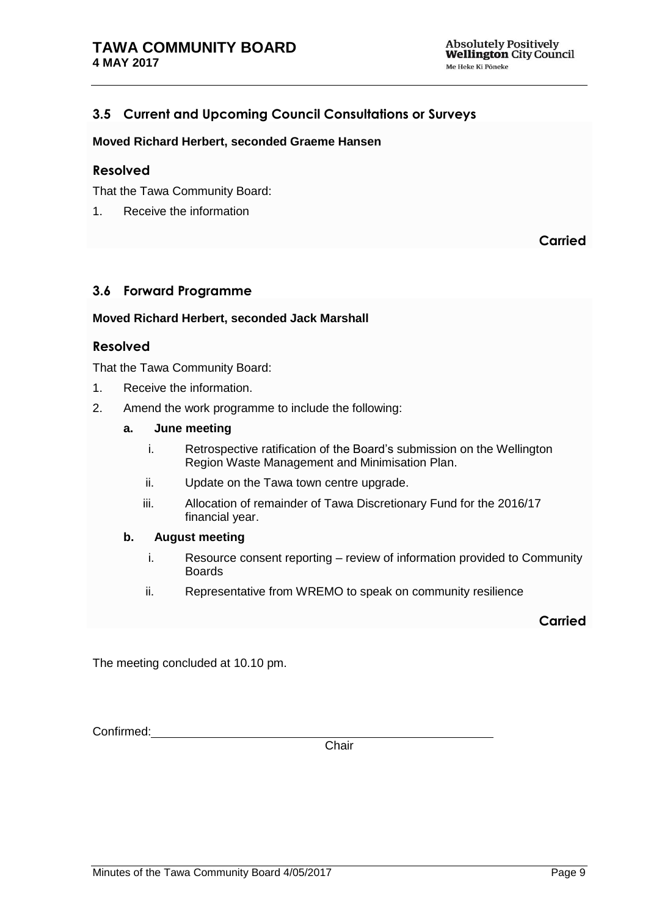## 3.5 Current and Upcoming Council Consultations or Surveys

**Moved Richard Herbert, seconded Graeme Hansen**

### Resolved

That the Tawa Community Board:

1. Receive the information

**Carried**

## 3.6 Forward Programme

**Moved Richard Herbert, seconded Jack Marshall**

### Resolved

That the Tawa Community Board:

1. Receive the information.
2. Amend the work programme to include the following:

   **a. June meeting**

      i. Retrospective ratification of the Board's submission on the Wellington Region Waste Management and Minimisation Plan.

      ii. Update on the Tawa town centre upgrade.

      iii. Allocation of remainder of Tawa Discretionary Fund for the 2016/17 financial year.

   **b. August meeting**

      i. Resource consent reporting – review of information provided to Community Boards

      ii. Representative from WREMO to speak on community resilience

**Carried**

The meeting concluded at 10.10 pm.

Confirmed: ____________________________________________

Chair